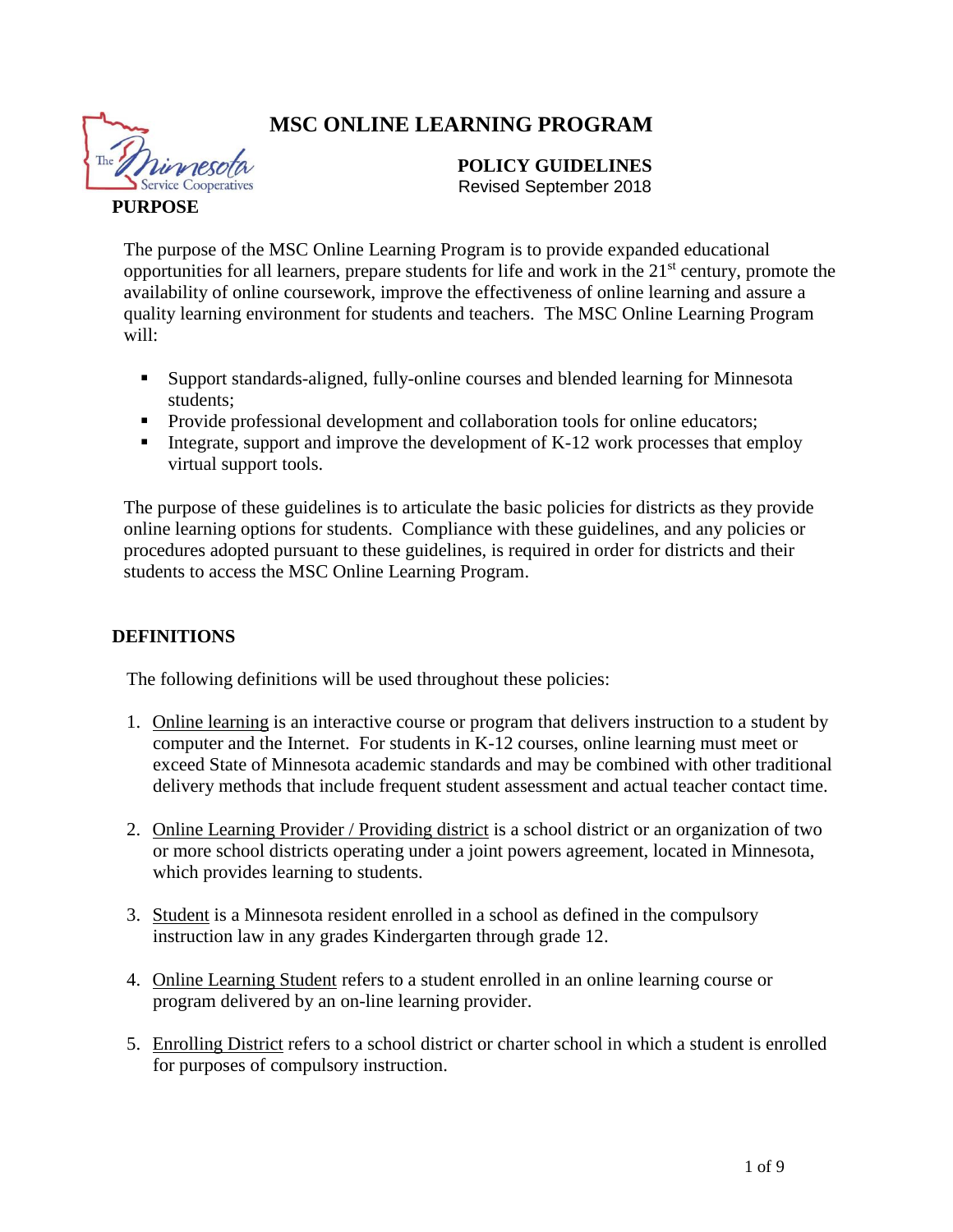# MSC ONLINE LEARNING PROGRAM

**POLICY GUIDELINES**
Revised September 2018

## PURPOSE

The purpose of the MSC Online Learning Program is to provide expanded educational opportunities for all learners, prepare students for life and work in the 21st century, promote the availability of online coursework, improve the effectiveness of online learning and assure a quality learning environment for students and teachers. The MSC Online Learning Program will:

- Support standards-aligned, fully-online courses and blended learning for Minnesota students;
- Provide professional development and collaboration tools for online educators;
- Integrate, support and improve the development of K-12 work processes that employ virtual support tools.

The purpose of these guidelines is to articulate the basic policies for districts as they provide online learning options for students. Compliance with these guidelines, and any policies or procedures adopted pursuant to these guidelines, is required in order for districts and their students to access the MSC Online Learning Program.

## DEFINITIONS

The following definitions will be used throughout these policies:

1. Online learning is an interactive course or program that delivers instruction to a student by computer and the Internet. For students in K-12 courses, online learning must meet or exceed State of Minnesota academic standards and may be combined with other traditional delivery methods that include frequent student assessment and actual teacher contact time.

2. Online Learning Provider / Providing district is a school district or an organization of two or more school districts operating under a joint powers agreement, located in Minnesota, which provides learning to students.

3. Student is a Minnesota resident enrolled in a school as defined in the compulsory instruction law in any grades Kindergarten through grade 12.

4. Online Learning Student refers to a student enrolled in an online learning course or program delivered by an on-line learning provider.

5. Enrolling District refers to a school district or charter school in which a student is enrolled for purposes of compulsory instruction.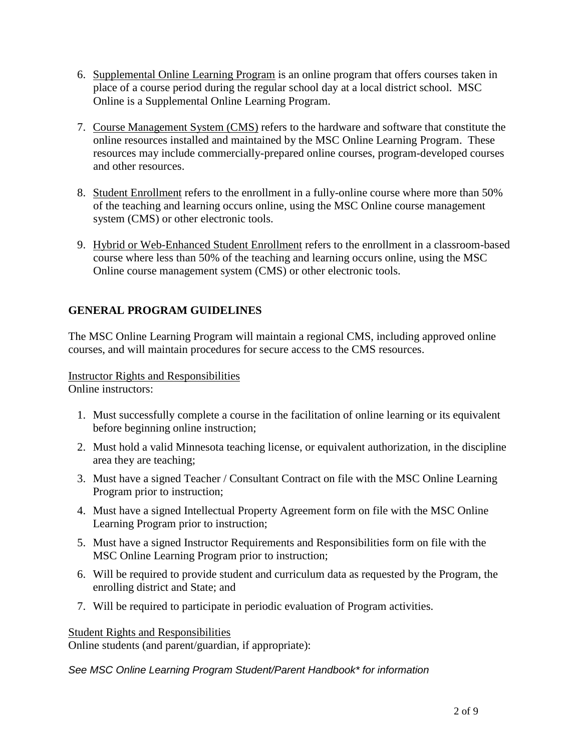6. Supplemental Online Learning Program is an online program that offers courses taken in place of a course period during the regular school day at a local district school. MSC Online is a Supplemental Online Learning Program.

7. Course Management System (CMS) refers to the hardware and software that constitute the online resources installed and maintained by the MSC Online Learning Program. These resources may include commercially-prepared online courses, program-developed courses and other resources.

8. Student Enrollment refers to the enrollment in a fully-online course where more than 50% of the teaching and learning occurs online, using the MSC Online course management system (CMS) or other electronic tools.

9. Hybrid or Web-Enhanced Student Enrollment refers to the enrollment in a classroom-based course where less than 50% of the teaching and learning occurs online, using the MSC Online course management system (CMS) or other electronic tools.

## GENERAL PROGRAM GUIDELINES

The MSC Online Learning Program will maintain a regional CMS, including approved online courses, and will maintain procedures for secure access to the CMS resources.

Instructor Rights and Responsibilities

Online instructors:

1. Must successfully complete a course in the facilitation of online learning or its equivalent before beginning online instruction;
2. Must hold a valid Minnesota teaching license, or equivalent authorization, in the discipline area they are teaching;
3. Must have a signed Teacher / Consultant Contract on file with the MSC Online Learning Program prior to instruction;
4. Must have a signed Intellectual Property Agreement form on file with the MSC Online Learning Program prior to instruction;
5. Must have a signed Instructor Requirements and Responsibilities form on file with the MSC Online Learning Program prior to instruction;
6. Will be required to provide student and curriculum data as requested by the Program, the enrolling district and State; and
7. Will be required to participate in periodic evaluation of Program activities.

Student Rights and Responsibilities

Online students (and parent/guardian, if appropriate):

*See MSC Online Learning Program Student/Parent Handbook* for information*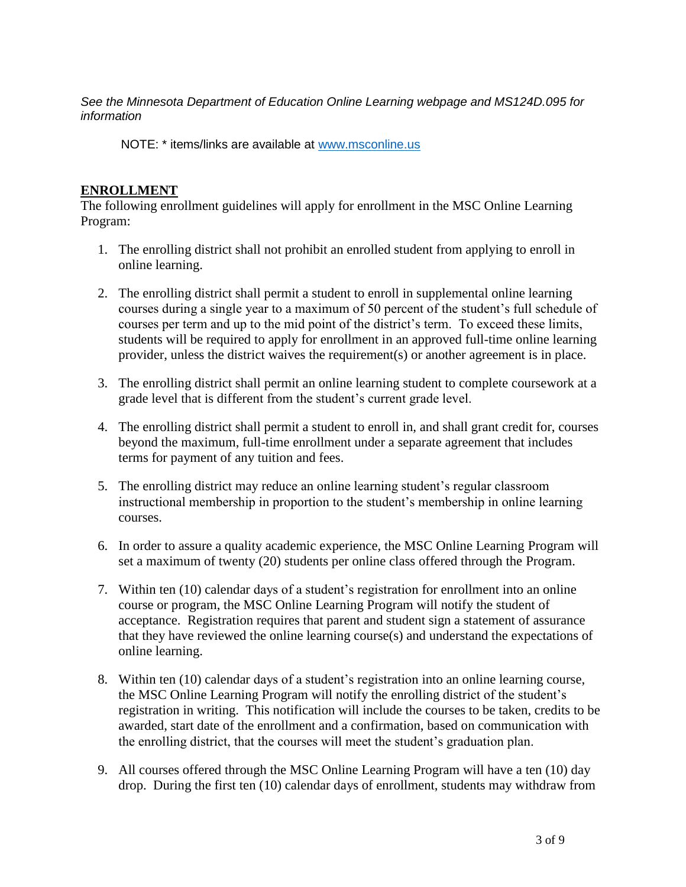*See the Minnesota Department of Education Online Learning webpage and MS124D.095 for information*

NOTE: * items/links are available at [www.msconline.us](http://www.msconline.us)

## ENROLLMENT

The following enrollment guidelines will apply for enrollment in the MSC Online Learning Program:

1. The enrolling district shall not prohibit an enrolled student from applying to enroll in online learning.

2. The enrolling district shall permit a student to enroll in supplemental online learning courses during a single year to a maximum of 50 percent of the student's full schedule of courses per term and up to the mid point of the district's term. To exceed these limits, students will be required to apply for enrollment in an approved full-time online learning provider, unless the district waives the requirement(s) or another agreement is in place.

3. The enrolling district shall permit an online learning student to complete coursework at a grade level that is different from the student's current grade level.

4. The enrolling district shall permit a student to enroll in, and shall grant credit for, courses beyond the maximum, full-time enrollment under a separate agreement that includes terms for payment of any tuition and fees.

5. The enrolling district may reduce an online learning student's regular classroom instructional membership in proportion to the student's membership in online learning courses.

6. In order to assure a quality academic experience, the MSC Online Learning Program will set a maximum of twenty (20) students per online class offered through the Program.

7. Within ten (10) calendar days of a student's registration for enrollment into an online course or program, the MSC Online Learning Program will notify the student of acceptance. Registration requires that parent and student sign a statement of assurance that they have reviewed the online learning course(s) and understand the expectations of online learning.

8. Within ten (10) calendar days of a student's registration into an online learning course, the MSC Online Learning Program will notify the enrolling district of the student's registration in writing. This notification will include the courses to be taken, credits to be awarded, start date of the enrollment and a confirmation, based on communication with the enrolling district, that the courses will meet the student's graduation plan.

9. All courses offered through the MSC Online Learning Program will have a ten (10) day drop. During the first ten (10) calendar days of enrollment, students may withdraw from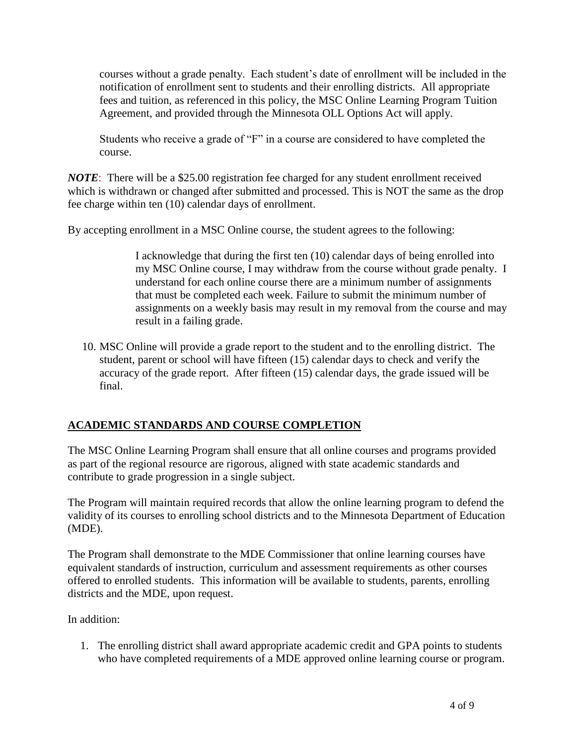courses without a grade penalty. Each student's date of enrollment will be included in the notification of enrollment sent to students and their enrolling districts. All appropriate fees and tuition, as referenced in this policy, the MSC Online Learning Program Tuition Agreement, and provided through the Minnesota OLL Options Act will apply.

Students who receive a grade of "F" in a course are considered to have completed the course.

***NOTE***: There will be a $25.00 registration fee charged for any student enrollment received which is withdrawn or changed after submitted and processed. This is NOT the same as the drop fee charge within ten (10) calendar days of enrollment.

By accepting enrollment in a MSC Online course, the student agrees to the following:

> I acknowledge that during the first ten (10) calendar days of being enrolled into my MSC Online course, I may withdraw from the course without grade penalty. I understand for each online course there are a minimum number of assignments that must be completed each week. Failure to submit the minimum number of assignments on a weekly basis may result in my removal from the course and may result in a failing grade.

10. MSC Online will provide a grade report to the student and to the enrolling district. The student, parent or school will have fifteen (15) calendar days to check and verify the accuracy of the grade report. After fifteen (15) calendar days, the grade issued will be final.

## ACADEMIC STANDARDS AND COURSE COMPLETION

The MSC Online Learning Program shall ensure that all online courses and programs provided as part of the regional resource are rigorous, aligned with state academic standards and contribute to grade progression in a single subject.

The Program will maintain required records that allow the online learning program to defend the validity of its courses to enrolling school districts and to the Minnesota Department of Education (MDE).

The Program shall demonstrate to the MDE Commissioner that online learning courses have equivalent standards of instruction, curriculum and assessment requirements as other courses offered to enrolled students. This information will be available to students, parents, enrolling districts and the MDE, upon request.

In addition:

1. The enrolling district shall award appropriate academic credit and GPA points to students who have completed requirements of a MDE approved online learning course or program.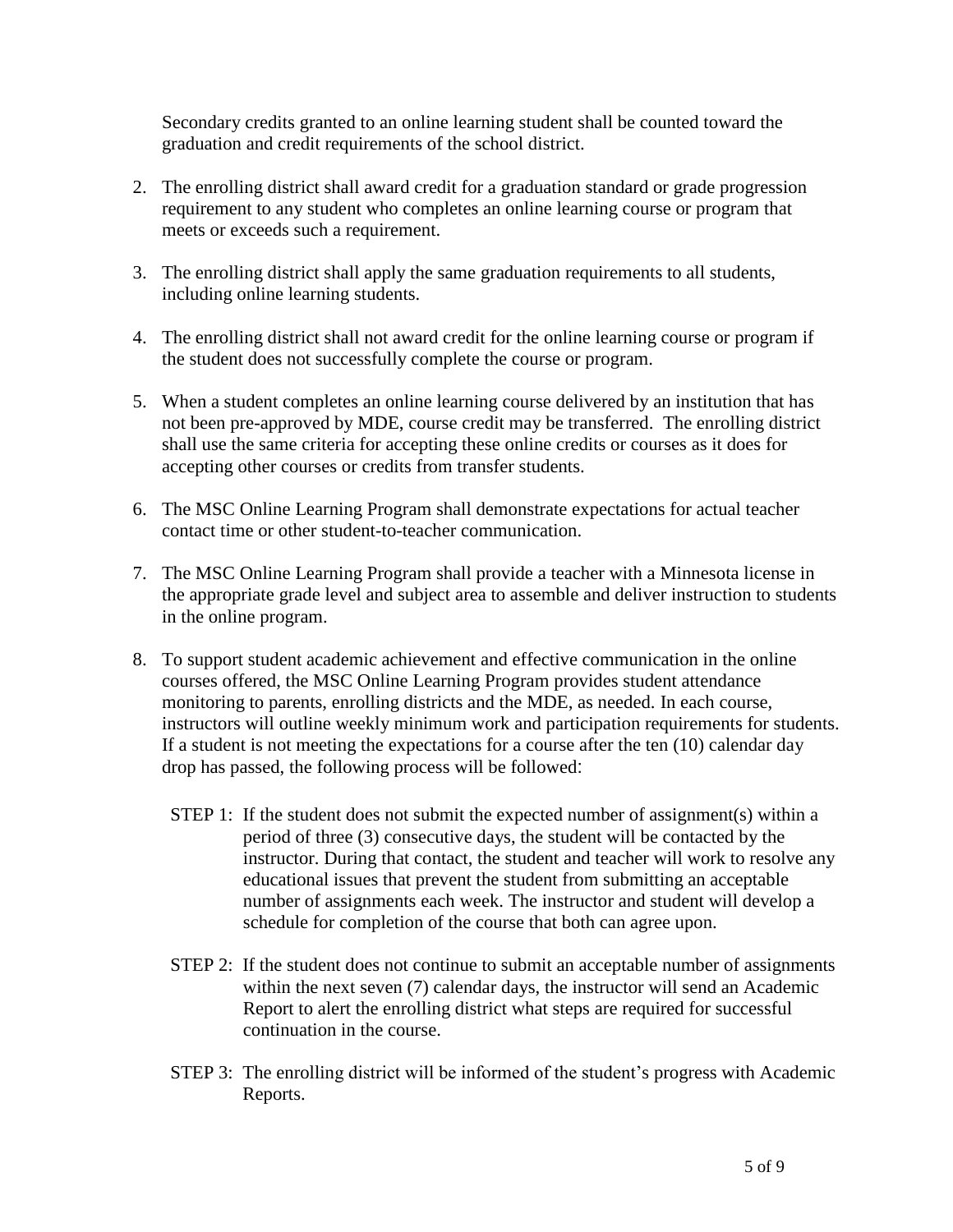Secondary credits granted to an online learning student shall be counted toward the graduation and credit requirements of the school district.

2. The enrolling district shall award credit for a graduation standard or grade progression requirement to any student who completes an online learning course or program that meets or exceeds such a requirement.

3. The enrolling district shall apply the same graduation requirements to all students, including online learning students.

4. The enrolling district shall not award credit for the online learning course or program if the student does not successfully complete the course or program.

5. When a student completes an online learning course delivered by an institution that has not been pre-approved by MDE, course credit may be transferred. The enrolling district shall use the same criteria for accepting these online credits or courses as it does for accepting other courses or credits from transfer students.

6. The MSC Online Learning Program shall demonstrate expectations for actual teacher contact time or other student-to-teacher communication.

7. The MSC Online Learning Program shall provide a teacher with a Minnesota license in the appropriate grade level and subject area to assemble and deliver instruction to students in the online program.

8. To support student academic achievement and effective communication in the online courses offered, the MSC Online Learning Program provides student attendance monitoring to parents, enrolling districts and the MDE, as needed. In each course, instructors will outline weekly minimum work and participation requirements for students. If a student is not meeting the expectations for a course after the ten (10) calendar day drop has passed, the following process will be followed:

   STEP 1: If the student does not submit the expected number of assignment(s) within a period of three (3) consecutive days, the student will be contacted by the instructor. During that contact, the student and teacher will work to resolve any educational issues that prevent the student from submitting an acceptable number of assignments each week. The instructor and student will develop a schedule for completion of the course that both can agree upon.

   STEP 2: If the student does not continue to submit an acceptable number of assignments within the next seven (7) calendar days, the instructor will send an Academic Report to alert the enrolling district what steps are required for successful continuation in the course.

   STEP 3: The enrolling district will be informed of the student's progress with Academic Reports.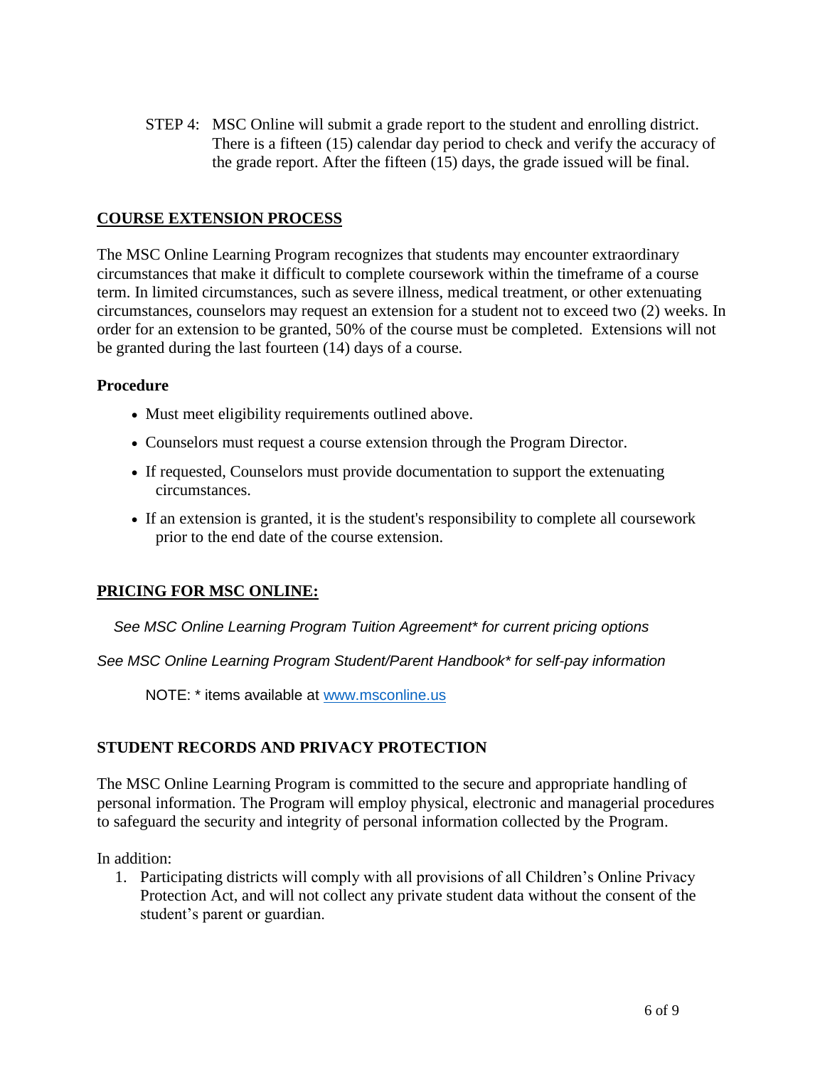STEP 4: MSC Online will submit a grade report to the student and enrolling district. There is a fifteen (15) calendar day period to check and verify the accuracy of the grade report. After the fifteen (15) days, the grade issued will be final.

## COURSE EXTENSION PROCESS

The MSC Online Learning Program recognizes that students may encounter extraordinary circumstances that make it difficult to complete coursework within the timeframe of a course term. In limited circumstances, such as severe illness, medical treatment, or other extenuating circumstances, counselors may request an extension for a student not to exceed two (2) weeks. In order for an extension to be granted, 50% of the course must be completed. Extensions will not be granted during the last fourteen (14) days of a course.

### Procedure

- Must meet eligibility requirements outlined above.
- Counselors must request a course extension through the Program Director.
- If requested, Counselors must provide documentation to support the extenuating circumstances.
- If an extension is granted, it is the student's responsibility to complete all coursework prior to the end date of the course extension.

## PRICING FOR MSC ONLINE:

*See MSC Online Learning Program Tuition Agreement* for current pricing options*

*See MSC Online Learning Program Student/Parent Handbook* for self-pay information*

NOTE: * items available at www.msconline.us

## STUDENT RECORDS AND PRIVACY PROTECTION

The MSC Online Learning Program is committed to the secure and appropriate handling of personal information. The Program will employ physical, electronic and managerial procedures to safeguard the security and integrity of personal information collected by the Program.

In addition:

1. Participating districts will comply with all provisions of all Children's Online Privacy Protection Act, and will not collect any private student data without the consent of the student's parent or guardian.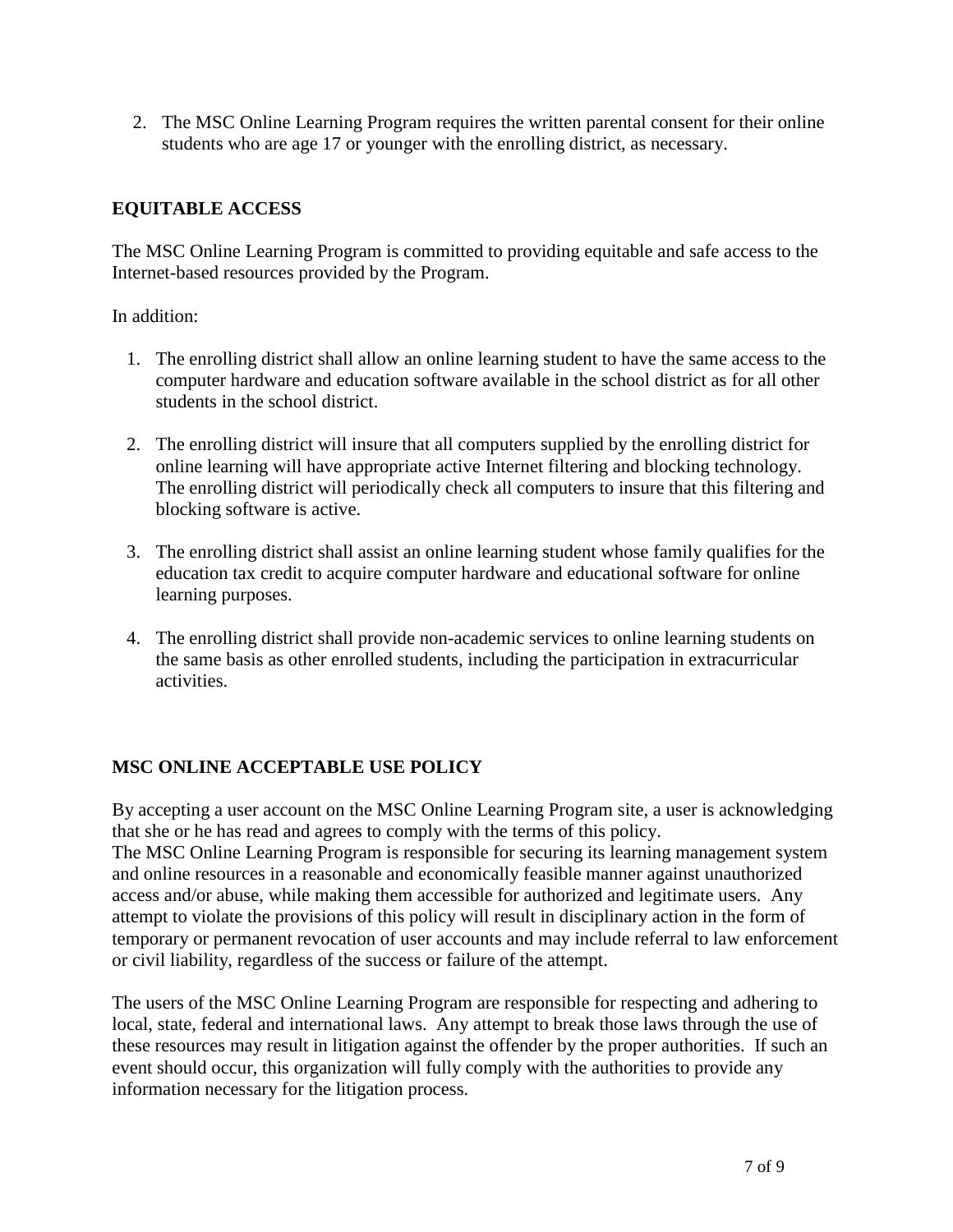2. The MSC Online Learning Program requires the written parental consent for their online students who are age 17 or younger with the enrolling district, as necessary.

## EQUITABLE ACCESS

The MSC Online Learning Program is committed to providing equitable and safe access to the Internet-based resources provided by the Program.

In addition:

1. The enrolling district shall allow an online learning student to have the same access to the computer hardware and education software available in the school district as for all other students in the school district.

2. The enrolling district will insure that all computers supplied by the enrolling district for online learning will have appropriate active Internet filtering and blocking technology. The enrolling district will periodically check all computers to insure that this filtering and blocking software is active.

3. The enrolling district shall assist an online learning student whose family qualifies for the education tax credit to acquire computer hardware and educational software for online learning purposes.

4. The enrolling district shall provide non-academic services to online learning students on the same basis as other enrolled students, including the participation in extracurricular activities.

## MSC ONLINE ACCEPTABLE USE POLICY

By accepting a user account on the MSC Online Learning Program site, a user is acknowledging that she or he has read and agrees to comply with the terms of this policy.
The MSC Online Learning Program is responsible for securing its learning management system and online resources in a reasonable and economically feasible manner against unauthorized access and/or abuse, while making them accessible for authorized and legitimate users. Any attempt to violate the provisions of this policy will result in disciplinary action in the form of temporary or permanent revocation of user accounts and may include referral to law enforcement or civil liability, regardless of the success or failure of the attempt.

The users of the MSC Online Learning Program are responsible for respecting and adhering to local, state, federal and international laws. Any attempt to break those laws through the use of these resources may result in litigation against the offender by the proper authorities. If such an event should occur, this organization will fully comply with the authorities to provide any information necessary for the litigation process.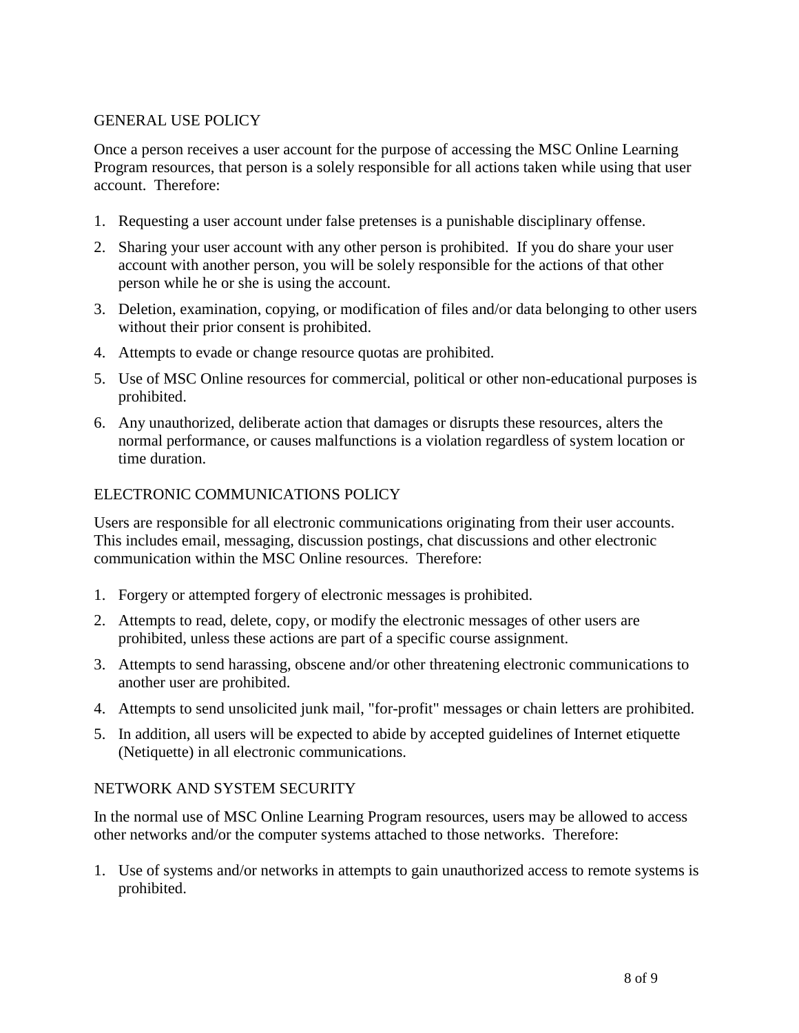## GENERAL USE POLICY

Once a person receives a user account for the purpose of accessing the MSC Online Learning Program resources, that person is a solely responsible for all actions taken while using that user account. Therefore:

1. Requesting a user account under false pretenses is a punishable disciplinary offense.
2. Sharing your user account with any other person is prohibited. If you do share your user account with another person, you will be solely responsible for the actions of that other person while he or she is using the account.
3. Deletion, examination, copying, or modification of files and/or data belonging to other users without their prior consent is prohibited.
4. Attempts to evade or change resource quotas are prohibited.
5. Use of MSC Online resources for commercial, political or other non-educational purposes is prohibited.
6. Any unauthorized, deliberate action that damages or disrupts these resources, alters the normal performance, or causes malfunctions is a violation regardless of system location or time duration.

## ELECTRONIC COMMUNICATIONS POLICY

Users are responsible for all electronic communications originating from their user accounts. This includes email, messaging, discussion postings, chat discussions and other electronic communication within the MSC Online resources. Therefore:

1. Forgery or attempted forgery of electronic messages is prohibited.
2. Attempts to read, delete, copy, or modify the electronic messages of other users are prohibited, unless these actions are part of a specific course assignment.
3. Attempts to send harassing, obscene and/or other threatening electronic communications to another user are prohibited.
4. Attempts to send unsolicited junk mail, "for-profit" messages or chain letters are prohibited.
5. In addition, all users will be expected to abide by accepted guidelines of Internet etiquette (Netiquette) in all electronic communications.

## NETWORK AND SYSTEM SECURITY

In the normal use of MSC Online Learning Program resources, users may be allowed to access other networks and/or the computer systems attached to those networks. Therefore:

1. Use of systems and/or networks in attempts to gain unauthorized access to remote systems is prohibited.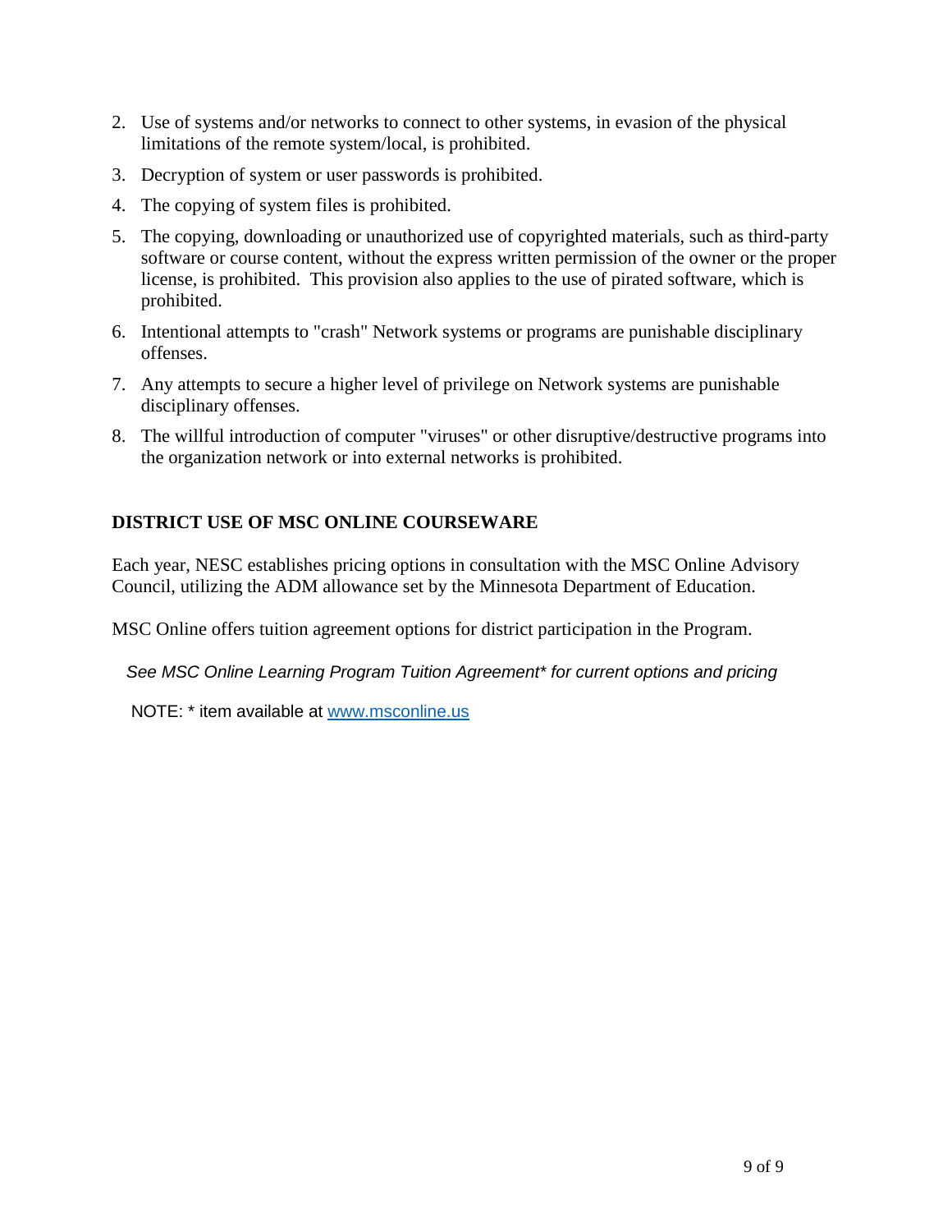2. Use of systems and/or networks to connect to other systems, in evasion of the physical limitations of the remote system/local, is prohibited.
3. Decryption of system or user passwords is prohibited.
4. The copying of system files is prohibited.
5. The copying, downloading or unauthorized use of copyrighted materials, such as third-party software or course content, without the express written permission of the owner or the proper license, is prohibited. This provision also applies to the use of pirated software, which is prohibited.
6. Intentional attempts to "crash" Network systems or programs are punishable disciplinary offenses.
7. Any attempts to secure a higher level of privilege on Network systems are punishable disciplinary offenses.
8. The willful introduction of computer "viruses" or other disruptive/destructive programs into the organization network or into external networks is prohibited.

## DISTRICT USE OF MSC ONLINE COURSEWARE

Each year, NESC establishes pricing options in consultation with the MSC Online Advisory Council, utilizing the ADM allowance set by the Minnesota Department of Education.

MSC Online offers tuition agreement options for district participation in the Program.

*See MSC Online Learning Program Tuition Agreement* for current options and pricing*

NOTE: * item available at www.msconline.us